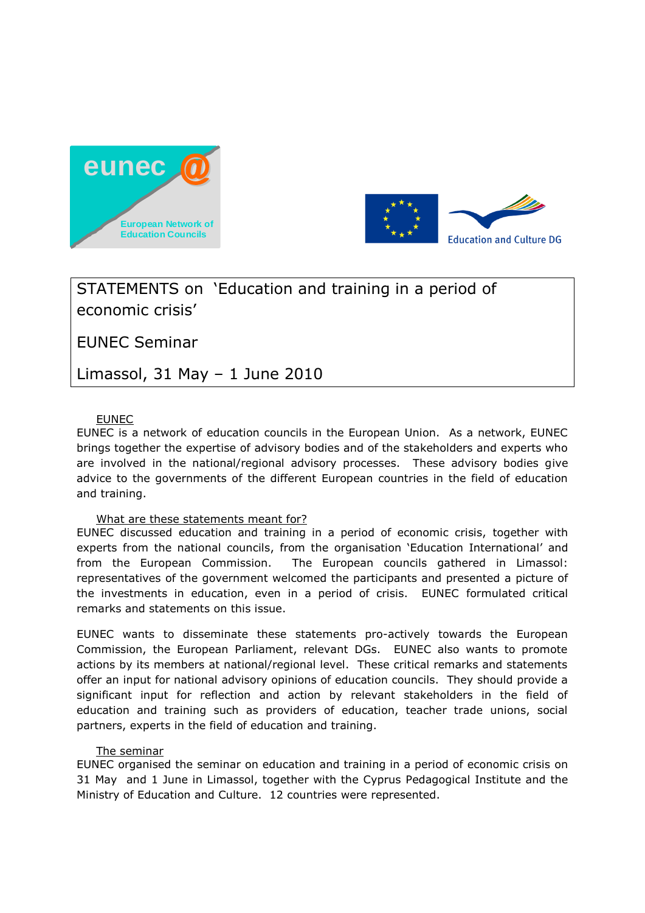# STATEMENTS on 'Education and training in a period of economic crisis'

EUNEC Seminar

Limassol, 31 May – 1 June 2010

## EUNEC

EUNEC is a network of education councils in the European Union. As a network, EUNEC brings together the expertise of advisory bodies and of the stakeholders and experts who are involved in the national/regional advisory processes. These advisory bodies give advice to the governments of the different European countries in the field of education and training.

## What are these statements meant for?

EUNEC discussed education and training in a period of economic crisis, together with experts from the national councils, from the organisation 'Education International' and from the European Commission. The European councils gathered in Limassol: representatives of the government welcomed the participants and presented a picture of the investments in education, even in a period of crisis. EUNEC formulated critical remarks and statements on this issue.

EUNEC wants to disseminate these statements pro-actively towards the European Commission, the European Parliament, relevant DGs. EUNEC also wants to promote actions by its members at national/regional level. These critical remarks and statements offer an input for national advisory opinions of education councils. They should provide a significant input for reflection and action by relevant stakeholders in the field of education and training such as providers of education, teacher trade unions, social partners, experts in the field of education and training.

## The seminar

EUNEC organised the seminar on education and training in a period of economic crisis on 31 May and 1 June in Limassol, together with the Cyprus Pedagogical Institute and the Ministry of Education and Culture. 12 countries were represented.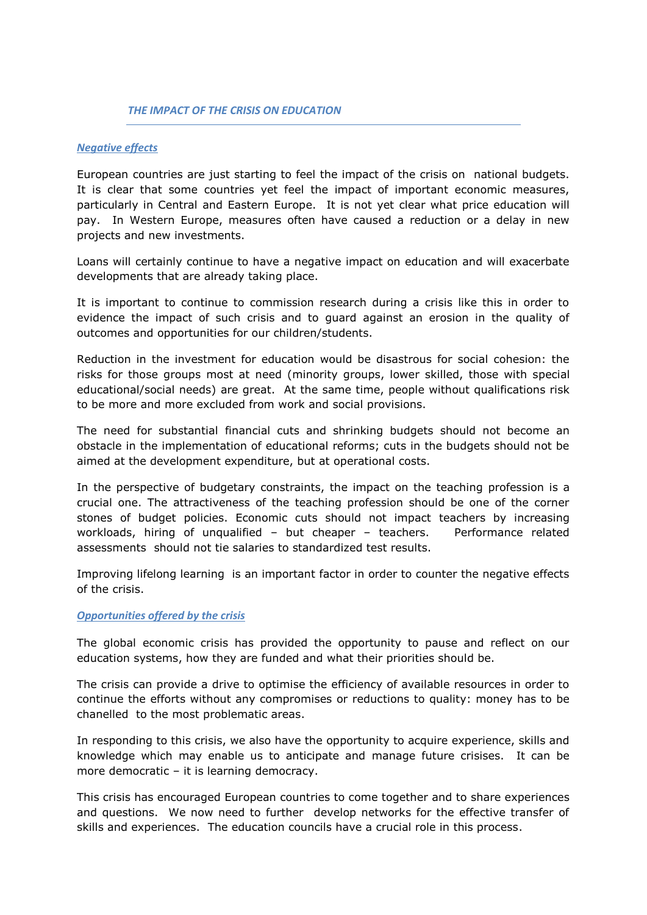## *THE IMPACT OF THE CRISIS ON EDUCATION*

### *Negative effects*

European countries are just starting to feel the impact of the crisis on national budgets. It is clear that some countries yet feel the impact of important economic measures, particularly in Central and Eastern Europe. It is not yet clear what price education will pay. In Western Europe, measures often have caused a reduction or a delay in new projects and new investments.

Loans will certainly continue to have a negative impact on education and will exacerbate developments that are already taking place.

It is important to continue to commission research during a crisis like this in order to evidence the impact of such crisis and to guard against an erosion in the quality of outcomes and opportunities for our children/students.

Reduction in the investment for education would be disastrous for social cohesion: the risks for those groups most at need (minority groups, lower skilled, those with special educational/social needs) are great. At the same time, people without qualifications risk to be more and more excluded from work and social provisions.

The need for substantial financial cuts and shrinking budgets should not become an obstacle in the implementation of educational reforms; cuts in the budgets should not be aimed at the development expenditure, but at operational costs.

In the perspective of budgetary constraints, the impact on the teaching profession is a crucial one. The attractiveness of the teaching profession should be one of the corner stones of budget policies. Economic cuts should not impact teachers by increasing workloads, hiring of unqualified – but cheaper – teachers. Performance related assessments should not tie salaries to standardized test results.

Improving lifelong learning is an important factor in order to counter the negative effects of the crisis.

### *Opportunities offered by the crisis*

The global economic crisis has provided the opportunity to pause and reflect on our education systems, how they are funded and what their priorities should be.

The crisis can provide a drive to optimise the efficiency of available resources in order to continue the efforts without any compromises or reductions to quality: money has to be chanelled to the most problematic areas.

In responding to this crisis, we also have the opportunity to acquire experience, skills and knowledge which may enable us to anticipate and manage future crisises. It can be more democratic – it is learning democracy.

This crisis has encouraged European countries to come together and to share experiences and questions. We now need to further develop networks for the effective transfer of skills and experiences. The education councils have a crucial role in this process.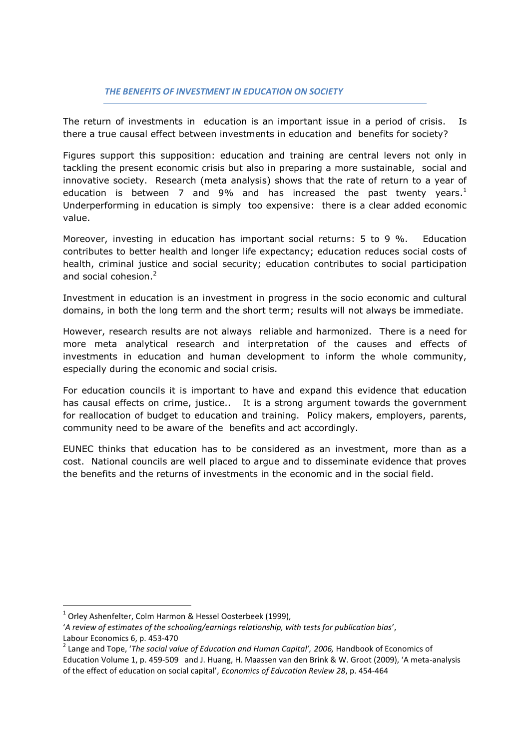## *THE BENEFITS OF INVESTMENT IN EDUCATION ON SOCIETY*

The return of investments in education is an important issue in a period of crisis. Is there a true causal effect between investments in education and benefits for society?

Figures support this supposition: education and training are central levers not only in tackling the present economic crisis but also in preparing a more sustainable, social and innovative society. Research (meta analysis) shows that the rate of return to a year of education is between 7 and 9% and has increased the past twenty years.[1] Underperforming in education is simply too expensive: there is a clear added economic value.

Moreover, investing in education has important social returns: 5 to 9 %. Education contributes to better health and longer life expectancy; education reduces social costs of health, criminal justice and social security; education contributes to social participation and social cohesion.[2]

Investment in education is an investment in progress in the socio economic and cultural domains, in both the long term and the short term; results will not always be immediate.

However, research results are not always reliable and harmonized. There is a need for more meta analytical research and interpretation of the causes and effects of investments in education and human development to inform the whole community, especially during the economic and social crisis.

For education councils it is important to have and expand this evidence that education has causal effects on crime, justice.. It is a strong argument towards the government for reallocation of budget to education and training. Policy makers, employers, parents, community need to be aware of the benefits and act accordingly.

EUNEC thinks that education has to be considered as an investment, more than as a cost. National councils are well placed to argue and to disseminate evidence that proves the benefits and the returns of investments in the economic and in the social field.

---

[1] Orley Ashenfelter, Colm Harmon & Hessel Oosterbeek (1999), '*A review of estimates of the schooling/earnings relationship, with tests for publication bias*', Labour Economics 6, p. 453-470

[2] Lange and Tope, '*The social value of Education and Human Capital', 2006,* Handbook of Economics of Education Volume 1, p. 459-509 and J. Huang, H. Maassen van den Brink & W. Groot (2009), 'A meta-analysis of the effect of education on social capital', *Economics of Education Review 28*, p. 454-464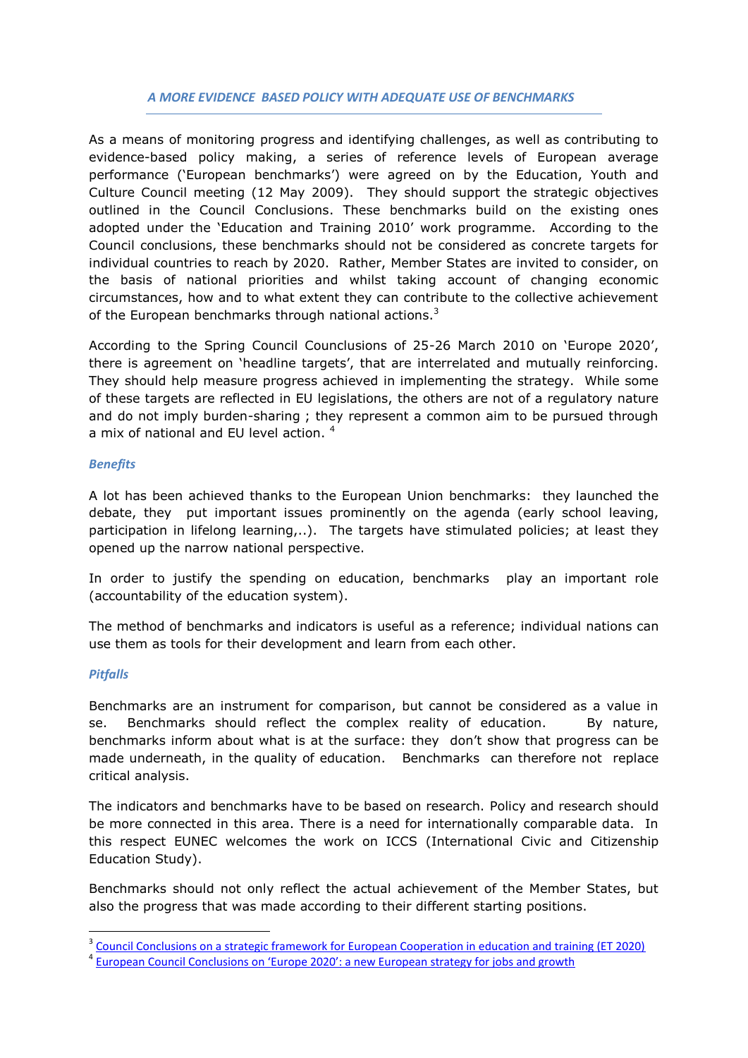## *A MORE EVIDENCE BASED POLICY WITH ADEQUATE USE OF BENCHMARKS*

As a means of monitoring progress and identifying challenges, as well as contributing to evidence-based policy making, a series of reference levels of European average performance ('European benchmarks') were agreed on by the Education, Youth and Culture Council meeting (12 May 2009). They should support the strategic objectives outlined in the Council Conclusions. These benchmarks build on the existing ones adopted under the 'Education and Training 2010' work programme. According to the Council conclusions, these benchmarks should not be considered as concrete targets for individual countries to reach by 2020. Rather, Member States are invited to consider, on the basis of national priorities and whilst taking account of changing economic circumstances, how and to what extent they can contribute to the collective achievement of the European benchmarks through national actions.[3]

According to the Spring Council Counclusions of 25-26 March 2010 on 'Europe 2020', there is agreement on 'headline targets', that are interrelated and mutually reinforcing. They should help measure progress achieved in implementing the strategy. While some of these targets are reflected in EU legislations, the others are not of a regulatory nature and do not imply burden-sharing ; they represent a common aim to be pursued through a mix of national and EU level action. [4]

### *Benefits*

A lot has been achieved thanks to the European Union benchmarks: they launched the debate, they put important issues prominently on the agenda (early school leaving, participation in lifelong learning,..). The targets have stimulated policies; at least they opened up the narrow national perspective.

In order to justify the spending on education, benchmarks play an important role (accountability of the education system).

The method of benchmarks and indicators is useful as a reference; individual nations can use them as tools for their development and learn from each other.

### *Pitfalls*

Benchmarks are an instrument for comparison, but cannot be considered as a value in se. Benchmarks should reflect the complex reality of education. By nature, benchmarks inform about what is at the surface: they don't show that progress can be made underneath, in the quality of education. Benchmarks can therefore not replace critical analysis.

The indicators and benchmarks have to be based on research. Policy and research should be more connected in this area. There is a need for internationally comparable data. In this respect EUNEC welcomes the work on ICCS (International Civic and Citizenship Education Study).

Benchmarks should not only reflect the actual achievement of the Member States, but also the progress that was made according to their different starting positions.

---

[3] Council Conclusions on a strategic framework for European Cooperation in education and training (ET 2020)

[4] European Council Conclusions on 'Europe 2020': a new European strategy for jobs and growth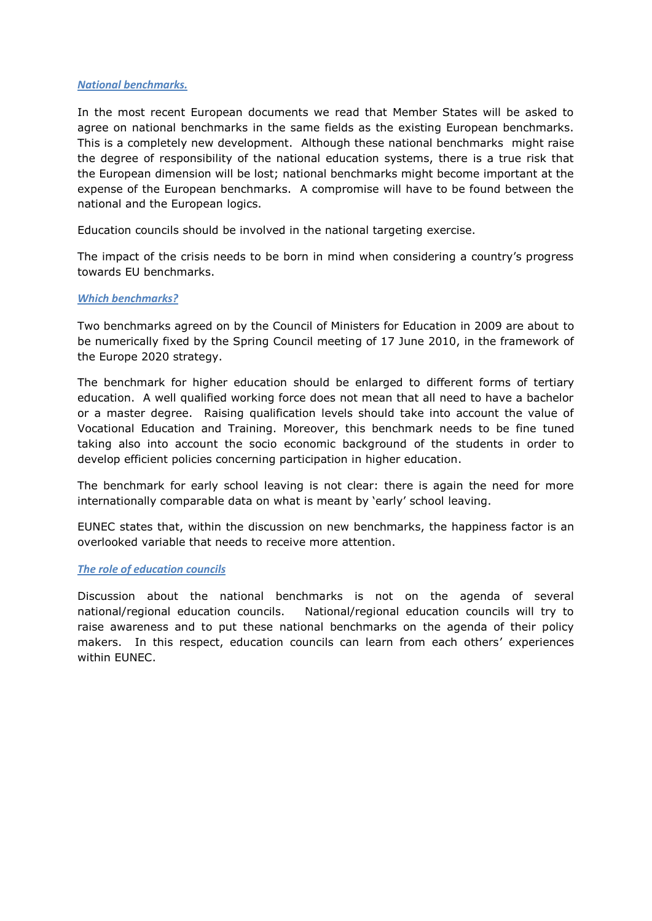***National benchmarks.***

In the most recent European documents we read that Member States will be asked to agree on national benchmarks in the same fields as the existing European benchmarks. This is a completely new development. Although these national benchmarks might raise the degree of responsibility of the national education systems, there is a true risk that the European dimension will be lost; national benchmarks might become important at the expense of the European benchmarks. A compromise will have to be found between the national and the European logics.

Education councils should be involved in the national targeting exercise.

The impact of the crisis needs to be born in mind when considering a country's progress towards EU benchmarks.

***Which benchmarks?***

Two benchmarks agreed on by the Council of Ministers for Education in 2009 are about to be numerically fixed by the Spring Council meeting of 17 June 2010, in the framework of the Europe 2020 strategy.

The benchmark for higher education should be enlarged to different forms of tertiary education. A well qualified working force does not mean that all need to have a bachelor or a master degree. Raising qualification levels should take into account the value of Vocational Education and Training. Moreover, this benchmark needs to be fine tuned taking also into account the socio economic background of the students in order to develop efficient policies concerning participation in higher education.

The benchmark for early school leaving is not clear: there is again the need for more internationally comparable data on what is meant by 'early' school leaving.

EUNEC states that, within the discussion on new benchmarks, the happiness factor is an overlooked variable that needs to receive more attention.

***The role of education councils***

Discussion about the national benchmarks is not on the agenda of several national/regional education councils. National/regional education councils will try to raise awareness and to put these national benchmarks on the agenda of their policy makers. In this respect, education councils can learn from each others' experiences within EUNEC.